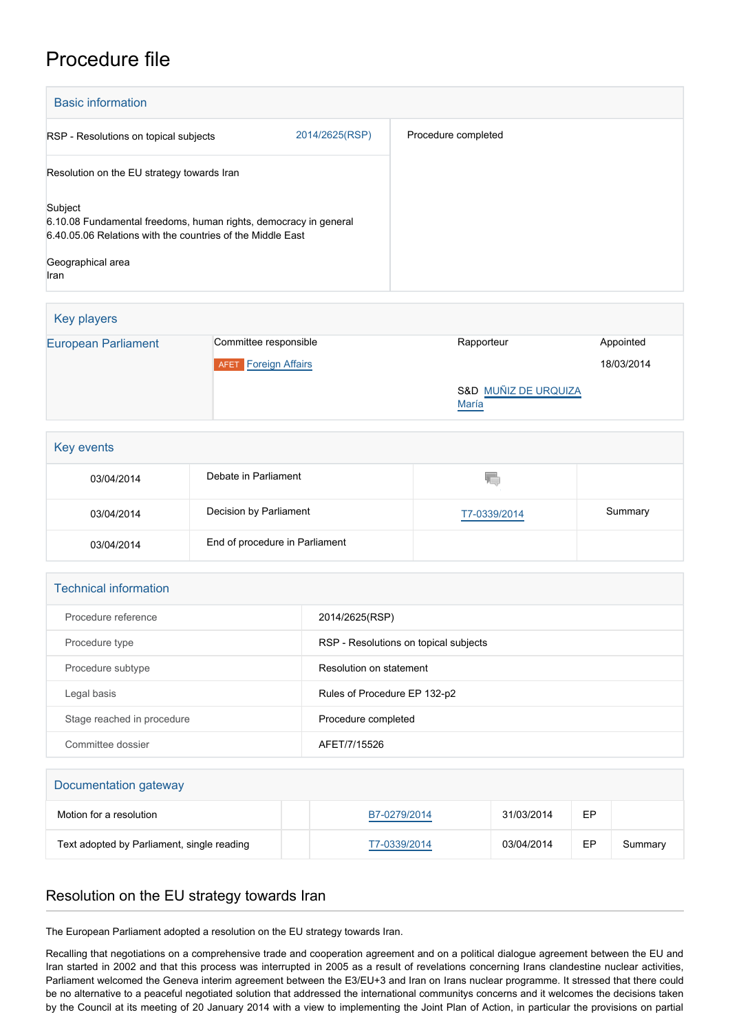# Procedure file

## Basic information

| | | |
|---|---|---|
| RSP - Resolutions on topical subjects | 2014/2625(RSP) | Procedure completed |
| Resolution on the EU strategy towards Iran<br><br>Subject<br>6.10.08 Fundamental freedoms, human rights, democracy in general<br>6.40.05.06 Relations with the countries of the Middle East<br><br>Geographical area<br>Iran | | |

## Key players

| | | | |
|---|---|---|---|
| European Parliament | Committee responsible | Rapporteur | Appointed |
| | AFET Foreign Affairs | | 18/03/2014 |
| | | S&D MUÑIZ DE URQUIZA María | |

## Key events

| | | | |
|---|---|---|---|
| 03/04/2014 | Debate in Parliament | | |
| 03/04/2014 | Decision by Parliament | T7-0339/2014 | Summary |
| 03/04/2014 | End of procedure in Parliament | | |

## Technical information

| | |
|---|---|
| Procedure reference | 2014/2625(RSP) |
| Procedure type | RSP - Resolutions on topical subjects |
| Procedure subtype | Resolution on statement |
| Legal basis | Rules of Procedure EP 132-p2 |
| Stage reached in procedure | Procedure completed |
| Committee dossier | AFET/7/15526 |

## Documentation gateway

| | | | | | |
|---|---|---|---|---|---|
| Motion for a resolution | | B7-0279/2014 | 31/03/2014 | EP | |
| Text adopted by Parliament, single reading | | T7-0339/2014 | 03/04/2014 | EP | Summary |

## Resolution on the EU strategy towards Iran

The European Parliament adopted a resolution on the EU strategy towards Iran.

Recalling that negotiations on a comprehensive trade and cooperation agreement and on a political dialogue agreement between the EU and Iran started in 2002 and that this process was interrupted in 2005 as a result of revelations concerning Irans clandestine nuclear activities, Parliament welcomed the Geneva interim agreement between the E3/EU+3 and Iran on Irans nuclear programme. It stressed that there could be no alternative to a peaceful negotiated solution that addressed the international communitys concerns and it welcomes the decisions taken by the Council at its meeting of 20 January 2014 with a view to implementing the Joint Plan of Action, in particular the provisions on partial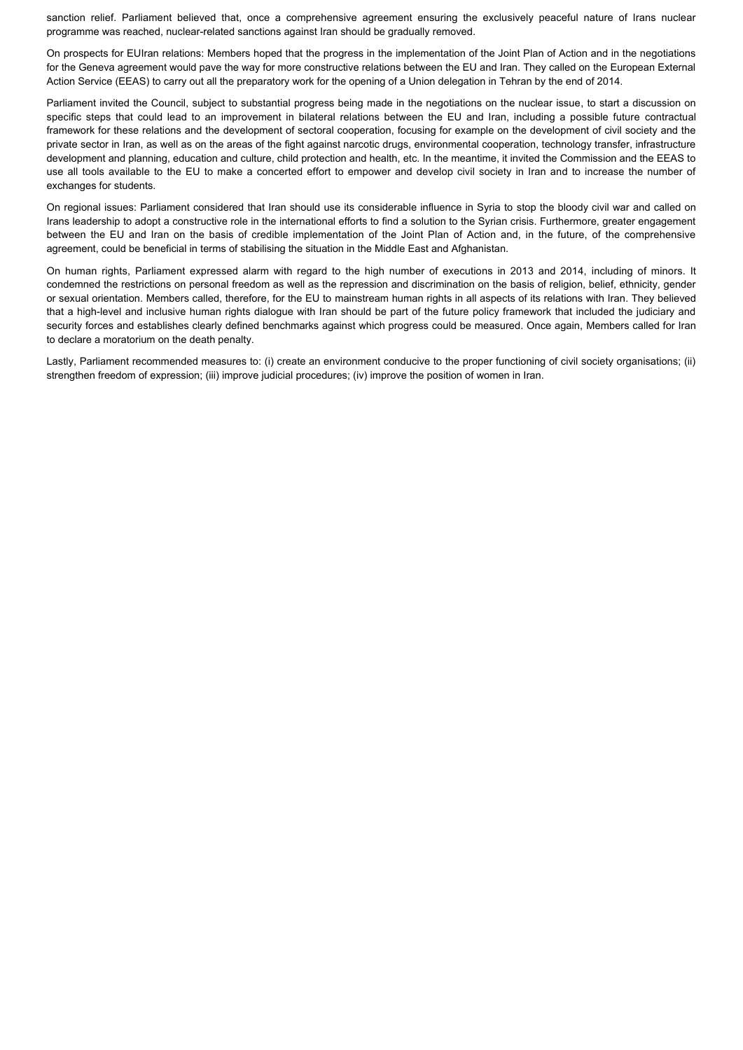sanction relief. Parliament believed that, once a comprehensive agreement ensuring the exclusively peaceful nature of Irans nuclear programme was reached, nuclear-related sanctions against Iran should be gradually removed.

On prospects for EUIran relations: Members hoped that the progress in the implementation of the Joint Plan of Action and in the negotiations for the Geneva agreement would pave the way for more constructive relations between the EU and Iran. They called on the European External Action Service (EEAS) to carry out all the preparatory work for the opening of a Union delegation in Tehran by the end of 2014.

Parliament invited the Council, subject to substantial progress being made in the negotiations on the nuclear issue, to start a discussion on specific steps that could lead to an improvement in bilateral relations between the EU and Iran, including a possible future contractual framework for these relations and the development of sectoral cooperation, focusing for example on the development of civil society and the private sector in Iran, as well as on the areas of the fight against narcotic drugs, environmental cooperation, technology transfer, infrastructure development and planning, education and culture, child protection and health, etc. In the meantime, it invited the Commission and the EEAS to use all tools available to the EU to make a concerted effort to empower and develop civil society in Iran and to increase the number of exchanges for students.

On regional issues: Parliament considered that Iran should use its considerable influence in Syria to stop the bloody civil war and called on Irans leadership to adopt a constructive role in the international efforts to find a solution to the Syrian crisis. Furthermore, greater engagement between the EU and Iran on the basis of credible implementation of the Joint Plan of Action and, in the future, of the comprehensive agreement, could be beneficial in terms of stabilising the situation in the Middle East and Afghanistan.

On human rights, Parliament expressed alarm with regard to the high number of executions in 2013 and 2014, including of minors. It condemned the restrictions on personal freedom as well as the repression and discrimination on the basis of religion, belief, ethnicity, gender or sexual orientation. Members called, therefore, for the EU to mainstream human rights in all aspects of its relations with Iran. They believed that a high-level and inclusive human rights dialogue with Iran should be part of the future policy framework that included the judiciary and security forces and establishes clearly defined benchmarks against which progress could be measured. Once again, Members called for Iran to declare a moratorium on the death penalty.

Lastly, Parliament recommended measures to: (i) create an environment conducive to the proper functioning of civil society organisations; (ii) strengthen freedom of expression; (iii) improve judicial procedures; (iv) improve the position of women in Iran.